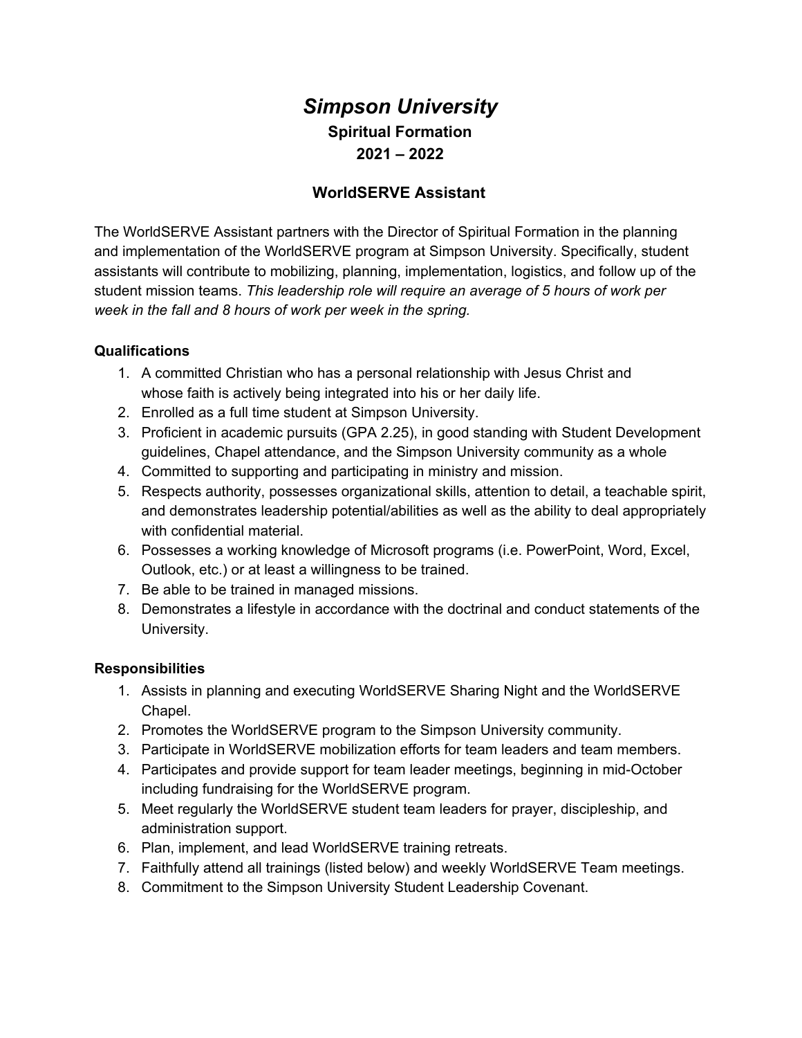# *Simpson University*

## Spiritual Formation

## 2021 – 2022

### WorldSERVE Assistant

The WorldSERVE Assistant partners with the Director of Spiritual Formation in the planning and implementation of the WorldSERVE program at Simpson University. Specifically, student assistants will contribute to mobilizing, planning, implementation, logistics, and follow up of the student mission teams. *This leadership role will require an average of 5 hours of work per week in the fall and 8 hours of work per week in the spring.*

**Qualifications**

1. A committed Christian who has a personal relationship with Jesus Christ and whose faith is actively being integrated into his or her daily life.
2. Enrolled as a full time student at Simpson University.
3. Proficient in academic pursuits (GPA 2.25), in good standing with Student Development guidelines, Chapel attendance, and the Simpson University community as a whole
4. Committed to supporting and participating in ministry and mission.
5. Respects authority, possesses organizational skills, attention to detail, a teachable spirit, and demonstrates leadership potential/abilities as well as the ability to deal appropriately with confidential material.
6. Possesses a working knowledge of Microsoft programs (i.e. PowerPoint, Word, Excel, Outlook, etc.) or at least a willingness to be trained.
7. Be able to be trained in managed missions.
8. Demonstrates a lifestyle in accordance with the doctrinal and conduct statements of the University.

**Responsibilities**

1. Assists in planning and executing WorldSERVE Sharing Night and the WorldSERVE Chapel.
2. Promotes the WorldSERVE program to the Simpson University community.
3. Participate in WorldSERVE mobilization efforts for team leaders and team members.
4. Participates and provide support for team leader meetings, beginning in mid-October including fundraising for the WorldSERVE program.
5. Meet regularly the WorldSERVE student team leaders for prayer, discipleship, and administration support.
6. Plan, implement, and lead WorldSERVE training retreats.
7. Faithfully attend all trainings (listed below) and weekly WorldSERVE Team meetings.
8. Commitment to the Simpson University Student Leadership Covenant.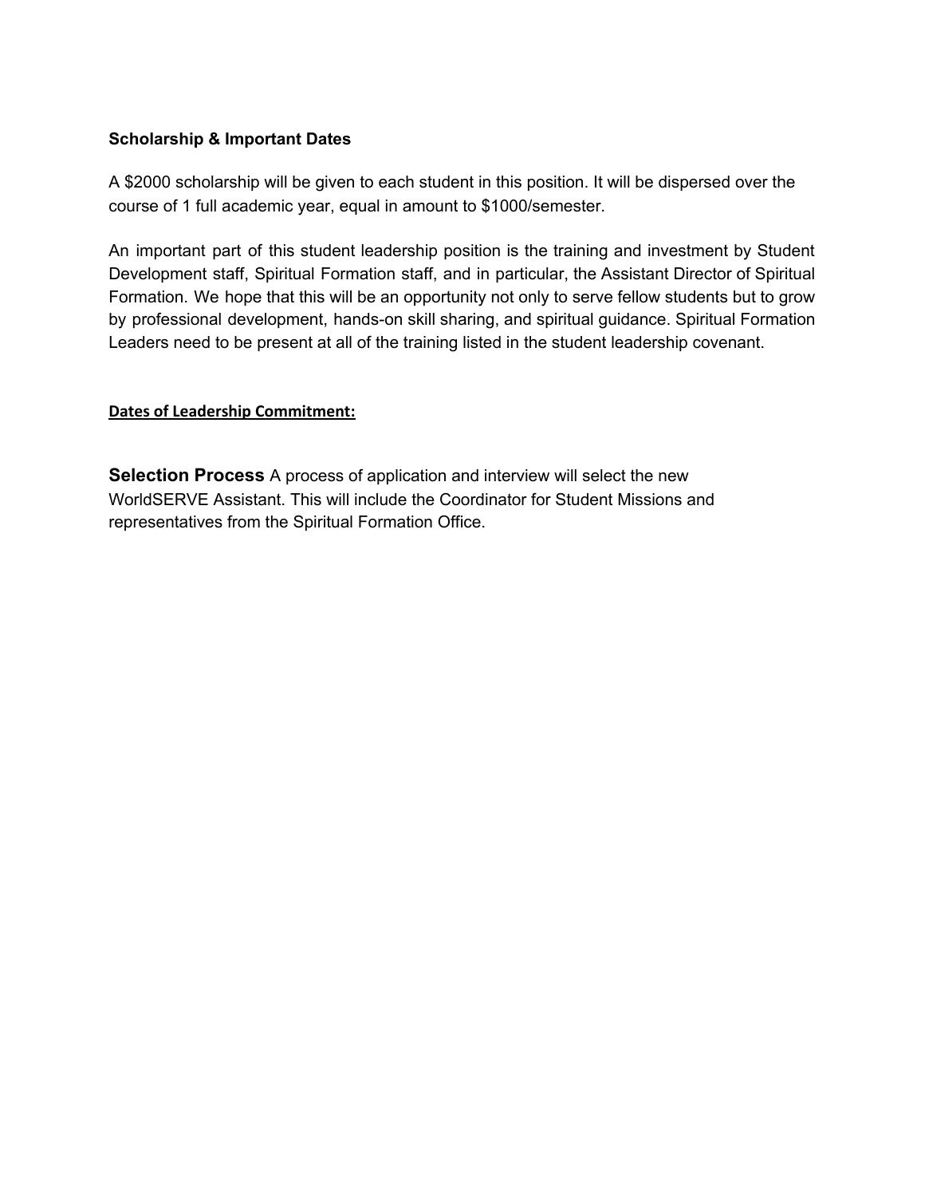**Scholarship & Important Dates**

A $2000 scholarship will be given to each student in this position. It will be dispersed over the course of 1 full academic year, equal in amount to $1000/semester.

An important part of this student leadership position is the training and investment by Student Development staff, Spiritual Formation staff, and in particular, the Assistant Director of Spiritual Formation. We hope that this will be an opportunity not only to serve fellow students but to grow by professional development, hands-on skill sharing, and spiritual guidance. Spiritual Formation Leaders need to be present at all of the training listed in the student leadership covenant.

**Dates of Leadership Commitment:**

**Selection Process** A process of application and interview will select the new WorldSERVE Assistant. This will include the Coordinator for Student Missions and representatives from the Spiritual Formation Office.